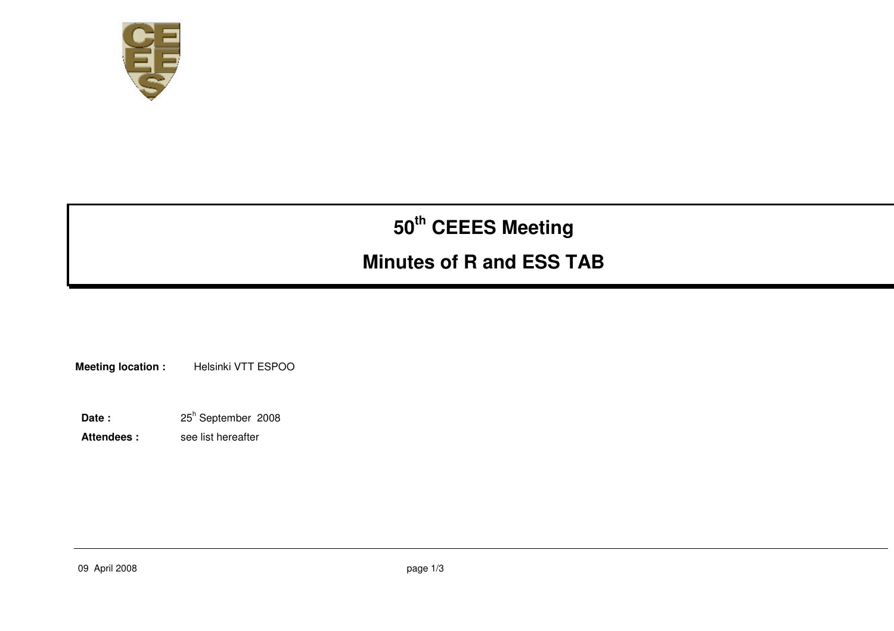# 50th CEEES Meeting

# Minutes of R and ESS TAB

**Meeting location :** Helsinki VTT ESPOO

**Date :** 25h September 2008

**Attendees :** see list hereafter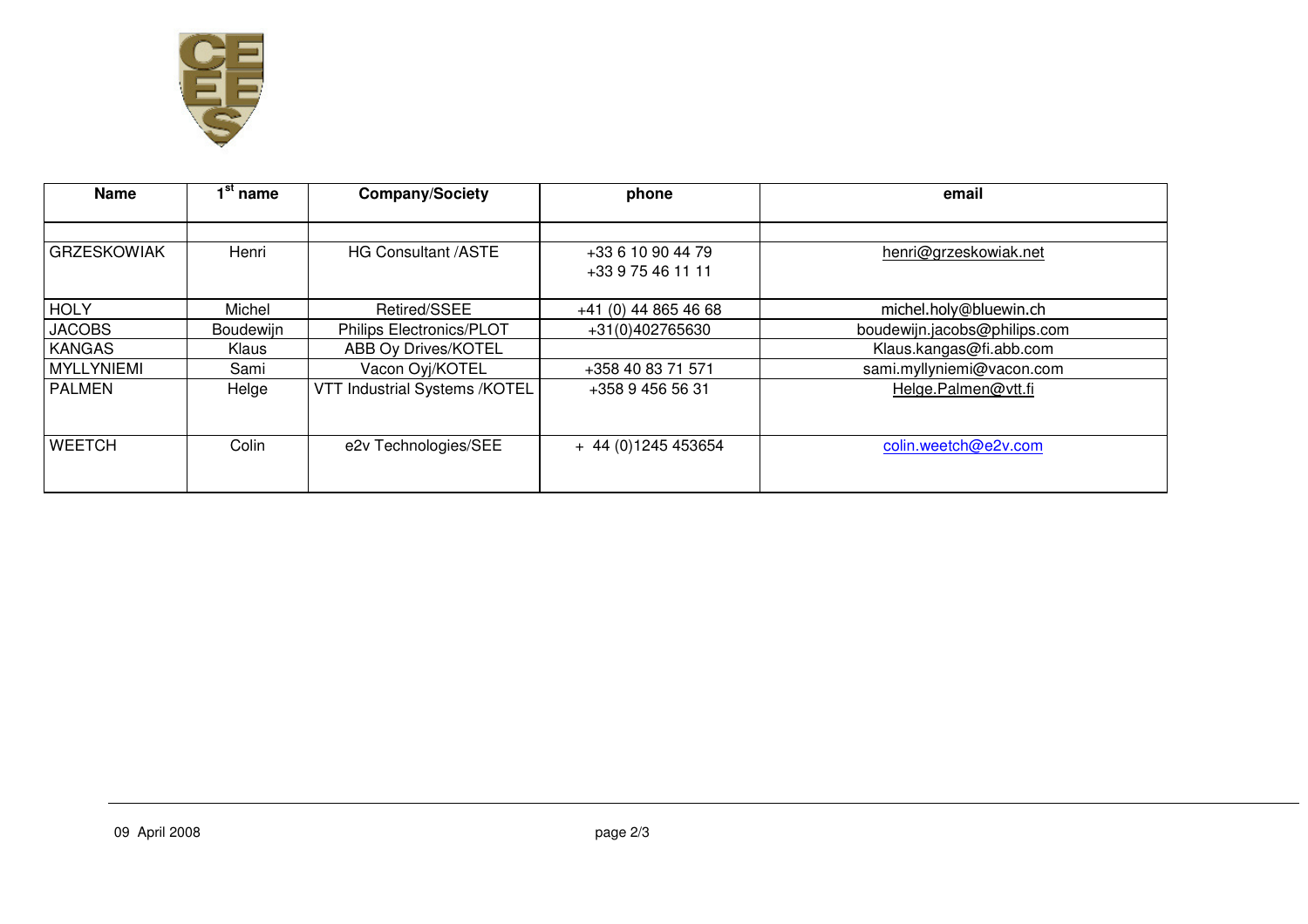| Name | 1st name | Company/Society | phone | email |
|---|---|---|---|---|
| | | | | |
| GRZESKOWIAK | Henri | HG Consultant /ASTE | +33 6 10 90 44 79<br>+33 9 75 46 11 11 | henri@grzeskowiak.net |
| HOLY | Michel | Retired/SSEE | +41 (0) 44 865 46 68 | michel.holy@bluewin.ch |
| JACOBS | Boudewijn | Philips Electronics/PLOT | +31(0)402765630 | boudewijn.jacobs@philips.com |
| KANGAS | Klaus | ABB Oy Drives/KOTEL | | Klaus.kangas@fi.abb.com |
| MYLLYNIEMI | Sami | Vacon Oyj/KOTEL | +358 40 83 71 571 | sami.myllyniemi@vacon.com |
| PALMEN | Helge | VTT Industrial Systems /KOTEL | +358 9 456 56 31 | Helge.Palmen@vtt.fi |
| WEETCH | Colin | e2v Technologies/SEE | + 44 (0)1245 453654 | colin.weetch@e2v.com |

09 April 2008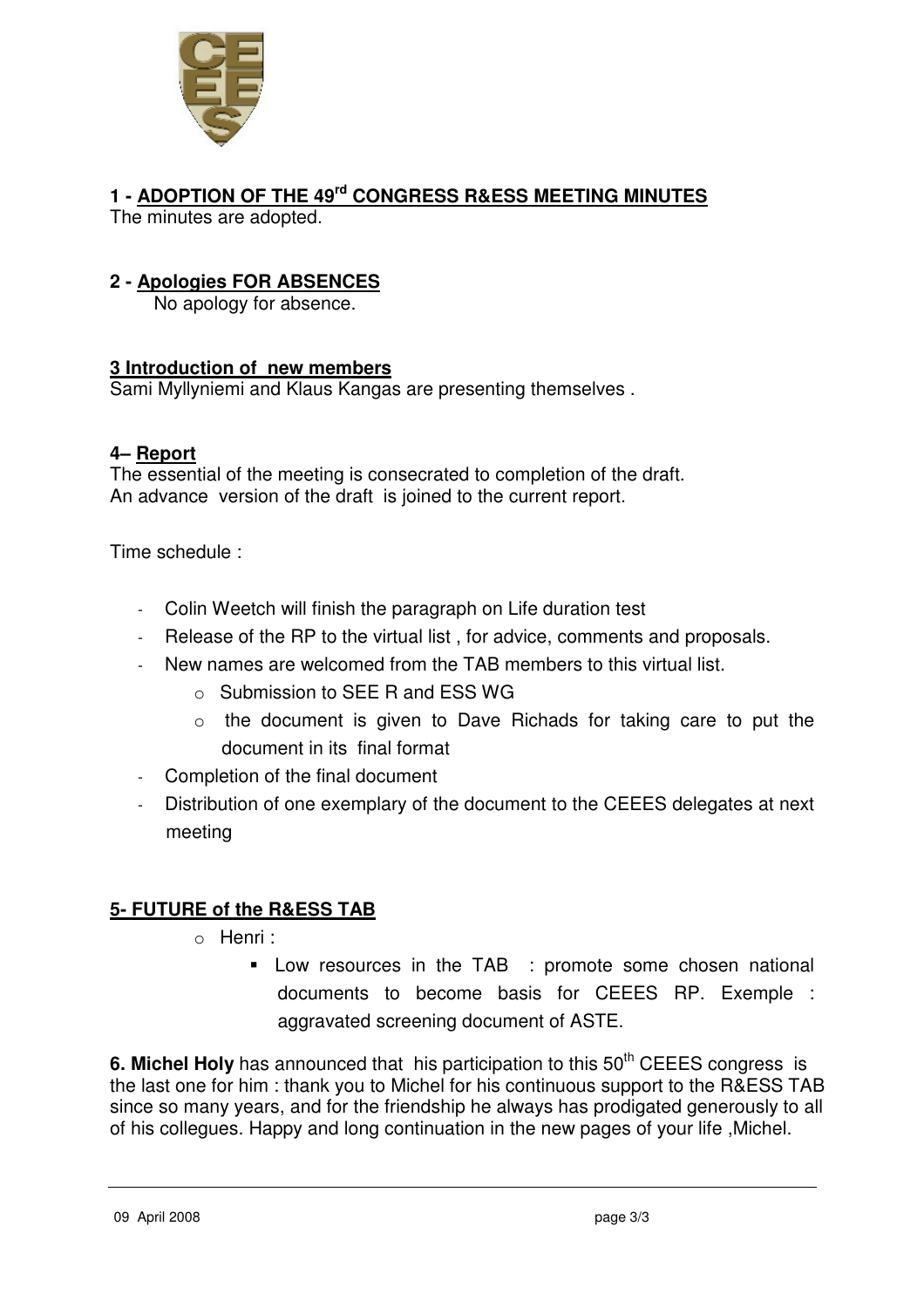## 1 - ADOPTION OF THE 49rd CONGRESS R&ESS MEETING MINUTES

The minutes are adopted.

## 2 - Apologies FOR ABSENCES

No apology for absence.

## 3 Introduction of new members

Sami Myllyniemi and Klaus Kangas are presenting themselves .

## 4– Report

The essential of the meeting is consecrated to completion of the draft.
An advance version of the draft is joined to the current report.

Time schedule :

- Colin Weetch will finish the paragraph on Life duration test
- Release of the RP to the virtual list , for advice, comments and proposals.
- New names are welcomed from the TAB members to this virtual list.
  - Submission to SEE R and ESS WG
  - the document is given to Dave Richads for taking care to put the document in its final format
- Completion of the final document
- Distribution of one exemplary of the document to the CEEES delegates at next meeting

## 5- FUTURE of the R&ESS TAB

- Henri :
  - Low resources in the TAB : promote some chosen national documents to become basis for CEEES RP. Exemple : aggravated screening document of ASTE.

**6. Michel Holy** has announced that his participation to this 50th CEEES congress is the last one for him : thank you to Michel for his continuous support to the R&ESS TAB since so many years, and for the friendship he always has prodigated generously to all of his collegues. Happy and long continuation in the new pages of your life ,Michel.

09 April 2008